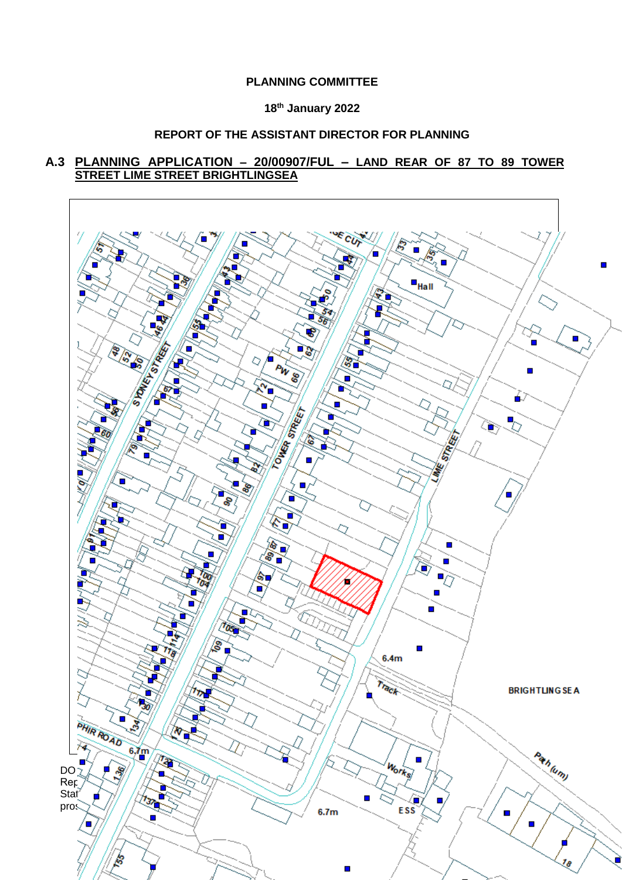**PLANNING COMMITTEE**

**18th January 2022**

**REPORT OF THE ASSISTANT DIRECTOR FOR PLANNING**

## A.3 PLANNING APPLICATION – 20/00907/FUL – LAND REAR OF 87 TO 89 TOWER STREET LIME STREET BRIGHTLINGSEA

SYDNEY STREET

TOWER STREET

LIME STREET

PHIR ROAD

Hall

PW

Track

Works

ESS

Path (um)

BRIGHTLINGSEA

6.4m

6.7m

6.7m

DO
Rep
Stat
pros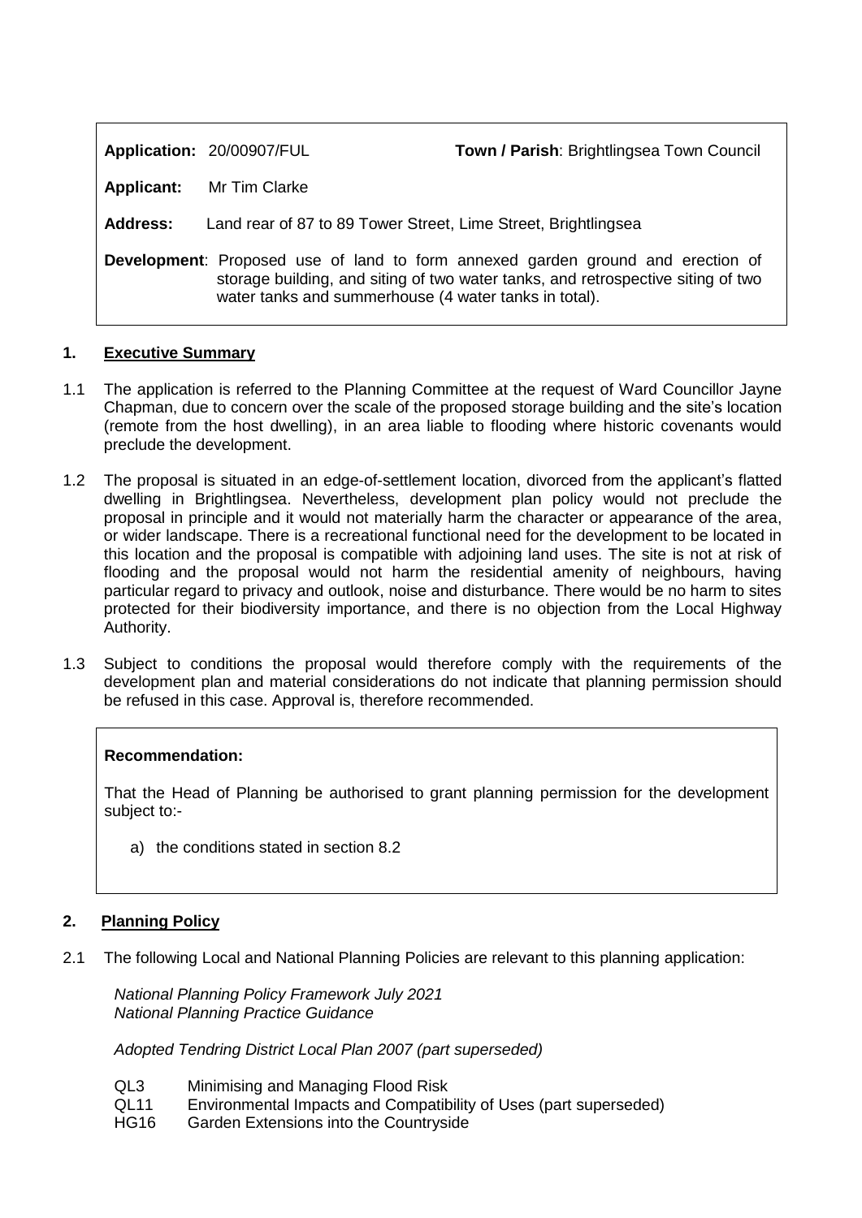**Application:** 20/00907/FUL **Town / Parish**: Brightlingsea Town Council

**Applicant:** Mr Tim Clarke

**Address:** Land rear of 87 to 89 Tower Street, Lime Street, Brightlingsea

**Development**: Proposed use of land to form annexed garden ground and erection of storage building, and siting of two water tanks, and retrospective siting of two water tanks and summerhouse (4 water tanks in total).

## 1. Executive Summary

1.1 The application is referred to the Planning Committee at the request of Ward Councillor Jayne Chapman, due to concern over the scale of the proposed storage building and the site's location (remote from the host dwelling), in an area liable to flooding where historic covenants would preclude the development.

1.2 The proposal is situated in an edge-of-settlement location, divorced from the applicant's flatted dwelling in Brightlingsea. Nevertheless, development plan policy would not preclude the proposal in principle and it would not materially harm the character or appearance of the area, or wider landscape. There is a recreational functional need for the development to be located in this location and the proposal is compatible with adjoining land uses. The site is not at risk of flooding and the proposal would not harm the residential amenity of neighbours, having particular regard to privacy and outlook, noise and disturbance. There would be no harm to sites protected for their biodiversity importance, and there is no objection from the Local Highway Authority.

1.3 Subject to conditions the proposal would therefore comply with the requirements of the development plan and material considerations do not indicate that planning permission should be refused in this case. Approval is, therefore recommended.

**Recommendation:**

That the Head of Planning be authorised to grant planning permission for the development subject to:-

a) the conditions stated in section 8.2

## 2. Planning Policy

2.1 The following Local and National Planning Policies are relevant to this planning application:

*National Planning Policy Framework July 2021*
*National Planning Practice Guidance*

*Adopted Tendring District Local Plan 2007 (part superseded)*

QL3 Minimising and Managing Flood Risk
QL11 Environmental Impacts and Compatibility of Uses (part superseded)
HG16 Garden Extensions into the Countryside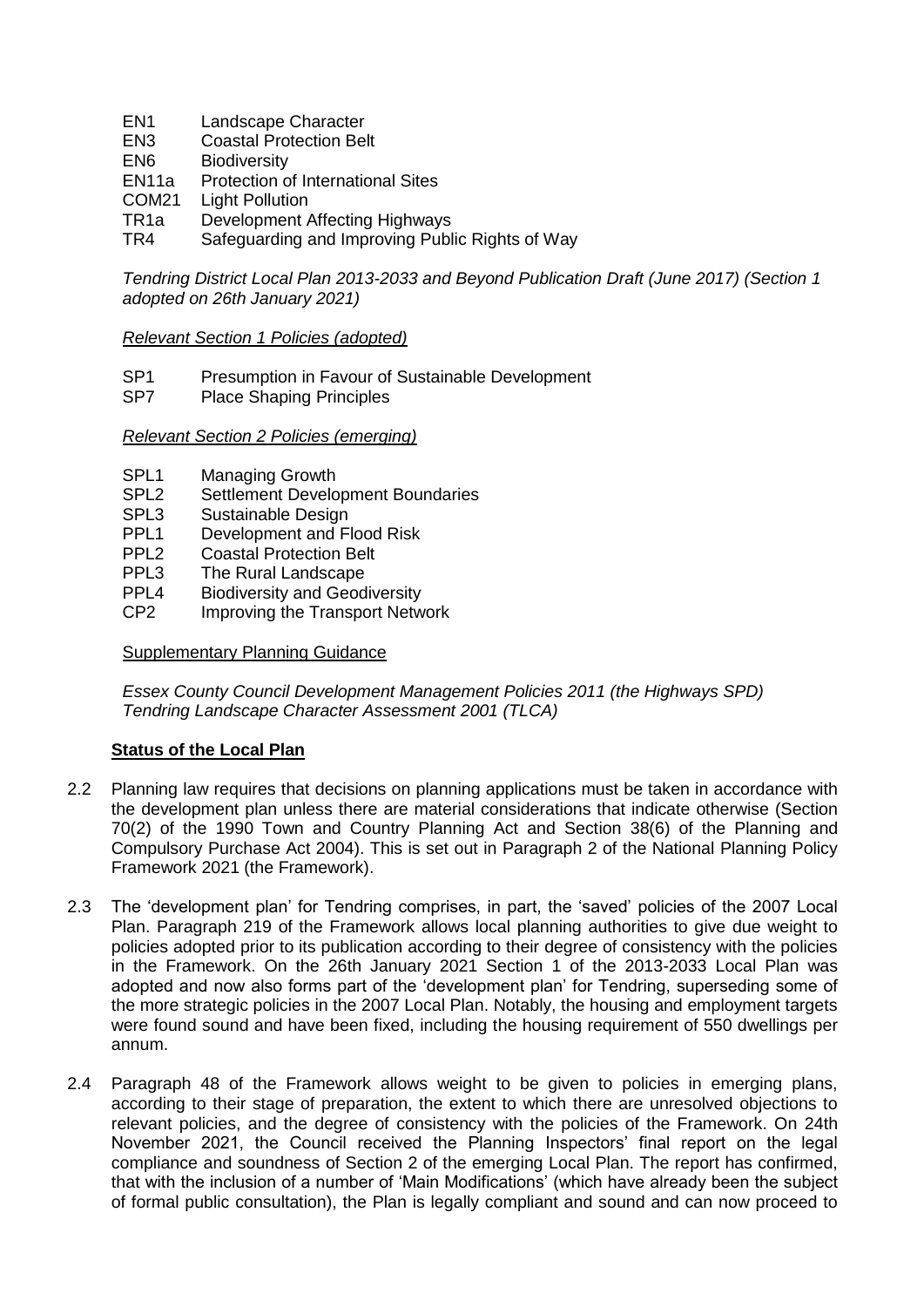EN1 Landscape Character
EN3 Coastal Protection Belt
EN6 Biodiversity
EN11a Protection of International Sites
COM21 Light Pollution
TR1a Development Affecting Highways
TR4 Safeguarding and Improving Public Rights of Way

*Tendring District Local Plan 2013-2033 and Beyond Publication Draft (June 2017) (Section 1 adopted on 26th January 2021)*

*Relevant Section 1 Policies (adopted)*

SP1 Presumption in Favour of Sustainable Development
SP7 Place Shaping Principles

*Relevant Section 2 Policies (emerging)*

SPL1 Managing Growth
SPL2 Settlement Development Boundaries
SPL3 Sustainable Design
PPL1 Development and Flood Risk
PPL2 Coastal Protection Belt
PPL3 The Rural Landscape
PPL4 Biodiversity and Geodiversity
CP2 Improving the Transport Network

Supplementary Planning Guidance

*Essex County Council Development Management Policies 2011 (the Highways SPD)*
*Tendring Landscape Character Assessment 2001 (TLCA)*

**Status of the Local Plan**

2.2 Planning law requires that decisions on planning applications must be taken in accordance with the development plan unless there are material considerations that indicate otherwise (Section 70(2) of the 1990 Town and Country Planning Act and Section 38(6) of the Planning and Compulsory Purchase Act 2004). This is set out in Paragraph 2 of the National Planning Policy Framework 2021 (the Framework).

2.3 The 'development plan' for Tendring comprises, in part, the 'saved' policies of the 2007 Local Plan. Paragraph 219 of the Framework allows local planning authorities to give due weight to policies adopted prior to its publication according to their degree of consistency with the policies in the Framework. On the 26th January 2021 Section 1 of the 2013-2033 Local Plan was adopted and now also forms part of the 'development plan' for Tendring, superseding some of the more strategic policies in the 2007 Local Plan. Notably, the housing and employment targets were found sound and have been fixed, including the housing requirement of 550 dwellings per annum.

2.4 Paragraph 48 of the Framework allows weight to be given to policies in emerging plans, according to their stage of preparation, the extent to which there are unresolved objections to relevant policies, and the degree of consistency with the policies of the Framework. On 24th November 2021, the Council received the Planning Inspectors' final report on the legal compliance and soundness of Section 2 of the emerging Local Plan. The report has confirmed, that with the inclusion of a number of 'Main Modifications' (which have already been the subject of formal public consultation), the Plan is legally compliant and sound and can now proceed to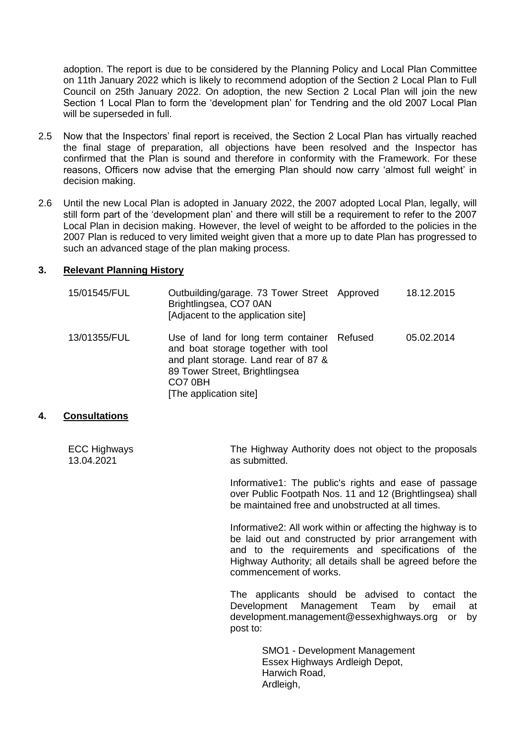adoption. The report is due to be considered by the Planning Policy and Local Plan Committee on 11th January 2022 which is likely to recommend adoption of the Section 2 Local Plan to Full Council on 25th January 2022. On adoption, the new Section 2 Local Plan will join the new Section 1 Local Plan to form the 'development plan' for Tendring and the old 2007 Local Plan will be superseded in full.

2.5 Now that the Inspectors' final report is received, the Section 2 Local Plan has virtually reached the final stage of preparation, all objections have been resolved and the Inspector has confirmed that the Plan is sound and therefore in conformity with the Framework. For these reasons, Officers now advise that the emerging Plan should now carry 'almost full weight' in decision making.

2.6 Until the new Local Plan is adopted in January 2022, the 2007 adopted Local Plan, legally, will still form part of the 'development plan' and there will still be a requirement to refer to the 2007 Local Plan in decision making. However, the level of weight to be afforded to the policies in the 2007 Plan is reduced to very limited weight given that a more up to date Plan has progressed to such an advanced stage of the plan making process.

## 3. Relevant Planning History

| | | | |
|---|---|---|---|
| 15/01545/FUL | Outbuilding/garage. 73 Tower Street Brightlingsea, CO7 0AN [Adjacent to the application site] | Approved | 18.12.2015 |
| 13/01355/FUL | Use of land for long term container and boat storage together with tool and plant storage. Land rear of 87 & 89 Tower Street, Brightlingsea CO7 0BH [The application site] | Refused | 05.02.2014 |

## 4. Consultations

ECC Highways
13.04.2021

The Highway Authority does not object to the proposals as submitted.

Informative1: The public's rights and ease of passage over Public Footpath Nos. 11 and 12 (Brightlingsea) shall be maintained free and unobstructed at all times.

Informative2: All work within or affecting the highway is to be laid out and constructed by prior arrangement with and to the requirements and specifications of the Highway Authority; all details shall be agreed before the commencement of works.

The applicants should be advised to contact the Development Management Team by email at development.management@essexhighways.org or by post to:

SMO1 - Development Management
Essex Highways Ardleigh Depot,
Harwich Road,
Ardleigh,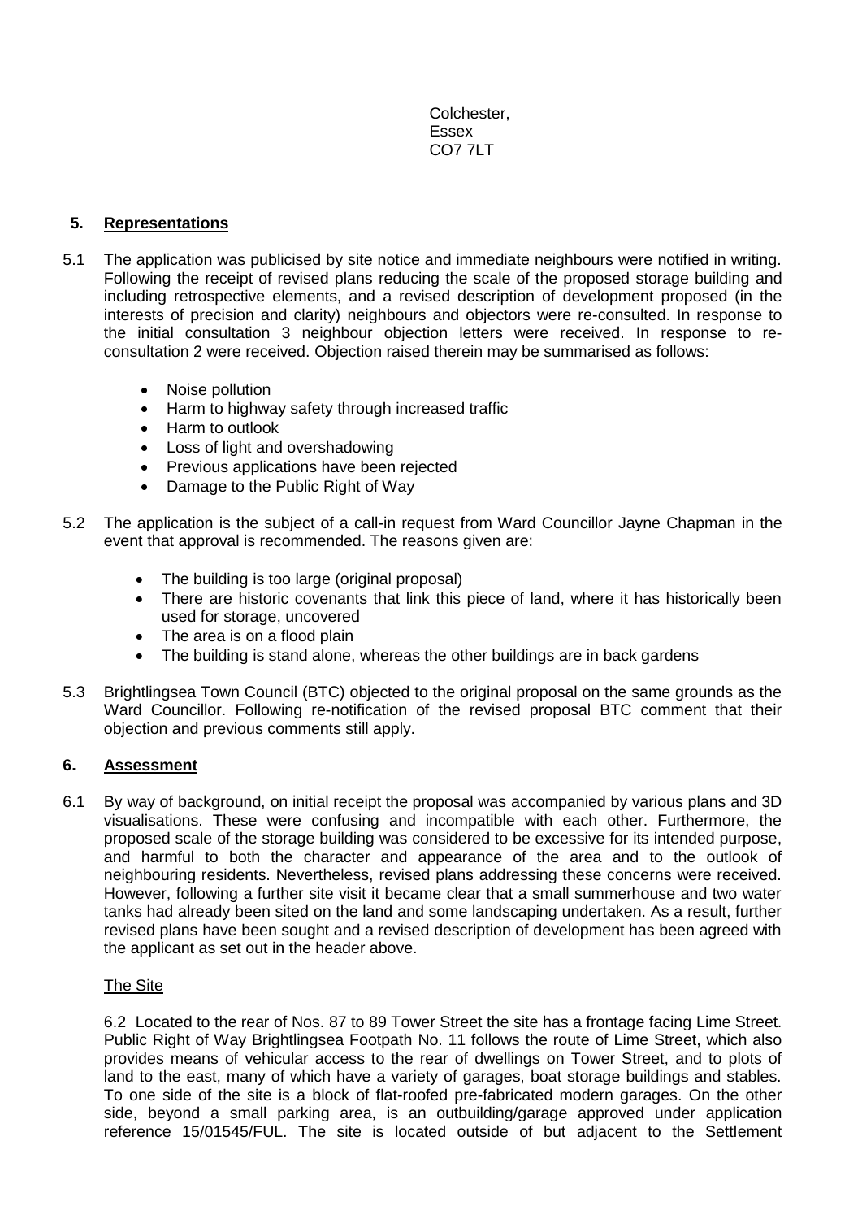Colchester,
Essex
CO7 7LT

## 5. Representations

5.1 The application was publicised by site notice and immediate neighbours were notified in writing. Following the receipt of revised plans reducing the scale of the proposed storage building and including retrospective elements, and a revised description of development proposed (in the interests of precision and clarity) neighbours and objectors were re-consulted. In response to the initial consultation 3 neighbour objection letters were received. In response to re-consultation 2 were received. Objection raised therein may be summarised as follows:

- Noise pollution
- Harm to highway safety through increased traffic
- Harm to outlook
- Loss of light and overshadowing
- Previous applications have been rejected
- Damage to the Public Right of Way

5.2 The application is the subject of a call-in request from Ward Councillor Jayne Chapman in the event that approval is recommended. The reasons given are:

- The building is too large (original proposal)
- There are historic covenants that link this piece of land, where it has historically been used for storage, uncovered
- The area is on a flood plain
- The building is stand alone, whereas the other buildings are in back gardens

5.3 Brightlingsea Town Council (BTC) objected to the original proposal on the same grounds as the Ward Councillor. Following re-notification of the revised proposal BTC comment that their objection and previous comments still apply.

## 6. Assessment

6.1 By way of background, on initial receipt the proposal was accompanied by various plans and 3D visualisations. These were confusing and incompatible with each other. Furthermore, the proposed scale of the storage building was considered to be excessive for its intended purpose, and harmful to both the character and appearance of the area and to the outlook of neighbouring residents. Nevertheless, revised plans addressing these concerns were received. However, following a further site visit it became clear that a small summerhouse and two water tanks had already been sited on the land and some landscaping undertaken. As a result, further revised plans have been sought and a revised description of development has been agreed with the applicant as set out in the header above.

### The Site

6.2 Located to the rear of Nos. 87 to 89 Tower Street the site has a frontage facing Lime Street. Public Right of Way Brightlingsea Footpath No. 11 follows the route of Lime Street, which also provides means of vehicular access to the rear of dwellings on Tower Street, and to plots of land to the east, many of which have a variety of garages, boat storage buildings and stables. To one side of the site is a block of flat-roofed pre-fabricated modern garages. On the other side, beyond a small parking area, is an outbuilding/garage approved under application reference 15/01545/FUL. The site is located outside of but adjacent to the Settlement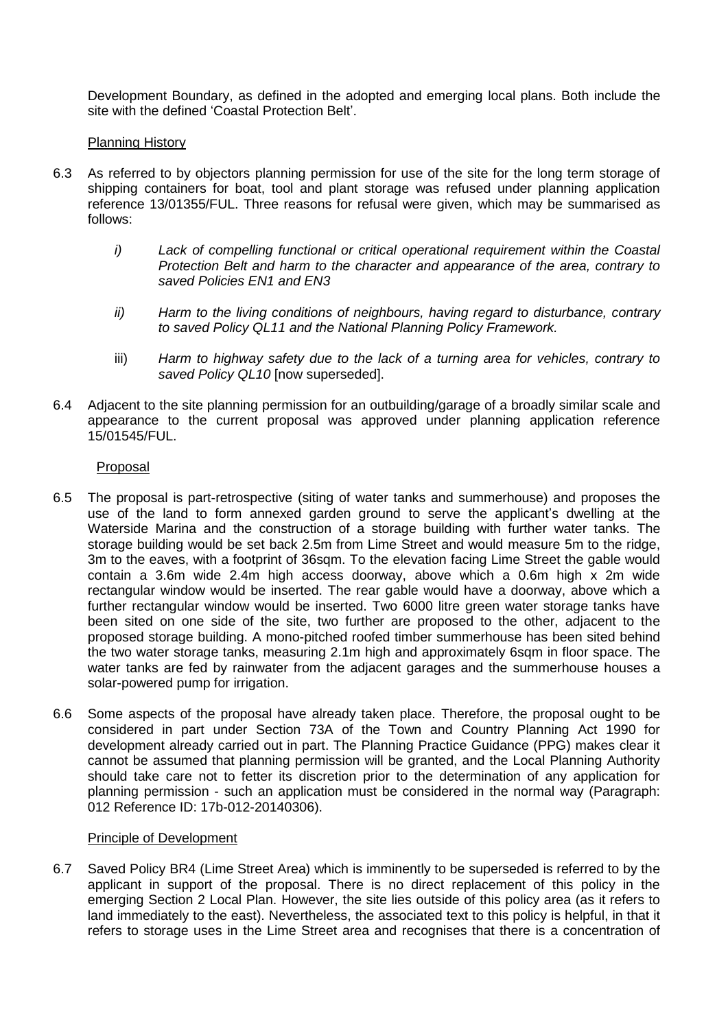Development Boundary, as defined in the adopted and emerging local plans. Both include the site with the defined 'Coastal Protection Belt'.

Planning History

6.3 As referred to by objectors planning permission for use of the site for the long term storage of shipping containers for boat, tool and plant storage was refused under planning application reference 13/01355/FUL. Three reasons for refusal were given, which may be summarised as follows:

   i) *Lack of compelling functional or critical operational requirement within the Coastal Protection Belt and harm to the character and appearance of the area, contrary to saved Policies EN1 and EN3*

   ii) *Harm to the living conditions of neighbours, having regard to disturbance, contrary to saved Policy QL11 and the National Planning Policy Framework.*

   iii) *Harm to highway safety due to the lack of a turning area for vehicles, contrary to saved Policy QL10* [now superseded].

6.4 Adjacent to the site planning permission for an outbuilding/garage of a broadly similar scale and appearance to the current proposal was approved under planning application reference 15/01545/FUL.

Proposal

6.5 The proposal is part-retrospective (siting of water tanks and summerhouse) and proposes the use of the land to form annexed garden ground to serve the applicant's dwelling at the Waterside Marina and the construction of a storage building with further water tanks. The storage building would be set back 2.5m from Lime Street and would measure 5m to the ridge, 3m to the eaves, with a footprint of 36sqm. To the elevation facing Lime Street the gable would contain a 3.6m wide 2.4m high access doorway, above which a 0.6m high x 2m wide rectangular window would be inserted. The rear gable would have a doorway, above which a further rectangular window would be inserted. Two 6000 litre green water storage tanks have been sited on one side of the site, two further are proposed to the other, adjacent to the proposed storage building. A mono-pitched roofed timber summerhouse has been sited behind the two water storage tanks, measuring 2.1m high and approximately 6sqm in floor space. The water tanks are fed by rainwater from the adjacent garages and the summerhouse houses a solar-powered pump for irrigation.

6.6 Some aspects of the proposal have already taken place. Therefore, the proposal ought to be considered in part under Section 73A of the Town and Country Planning Act 1990 for development already carried out in part. The Planning Practice Guidance (PPG) makes clear it cannot be assumed that planning permission will be granted, and the Local Planning Authority should take care not to fetter its discretion prior to the determination of any application for planning permission - such an application must be considered in the normal way (Paragraph: 012 Reference ID: 17b-012-20140306).

Principle of Development

6.7 Saved Policy BR4 (Lime Street Area) which is imminently to be superseded is referred to by the applicant in support of the proposal. There is no direct replacement of this policy in the emerging Section 2 Local Plan. However, the site lies outside of this policy area (as it refers to land immediately to the east). Nevertheless, the associated text to this policy is helpful, in that it refers to storage uses in the Lime Street area and recognises that there is a concentration of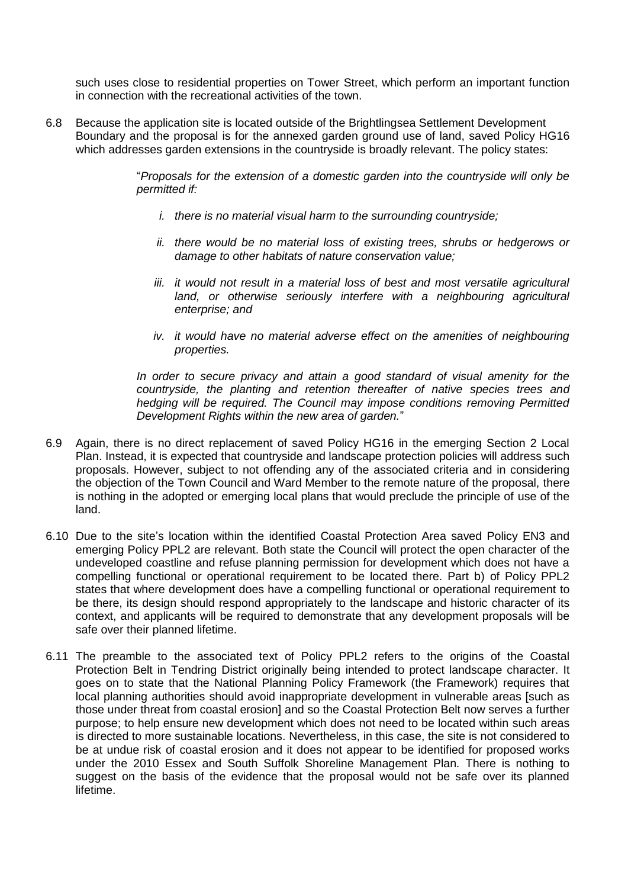such uses close to residential properties on Tower Street, which perform an important function in connection with the recreational activities of the town.

6.8 Because the application site is located outside of the Brightlingsea Settlement Development Boundary and the proposal is for the annexed garden ground use of land, saved Policy HG16 which addresses garden extensions in the countryside is broadly relevant. The policy states:

> "*Proposals for the extension of a domestic garden into the countryside will only be permitted if:*
>
> *i. there is no material visual harm to the surrounding countryside;*
>
> *ii. there would be no material loss of existing trees, shrubs or hedgerows or damage to other habitats of nature conservation value;*
>
> *iii. it would not result in a material loss of best and most versatile agricultural land, or otherwise seriously interfere with a neighbouring agricultural enterprise; and*
>
> *iv. it would have no material adverse effect on the amenities of neighbouring properties.*
>
> *In order to secure privacy and attain a good standard of visual amenity for the countryside, the planting and retention thereafter of native species trees and hedging will be required. The Council may impose conditions removing Permitted Development Rights within the new area of garden.*"

6.9 Again, there is no direct replacement of saved Policy HG16 in the emerging Section 2 Local Plan. Instead, it is expected that countryside and landscape protection policies will address such proposals. However, subject to not offending any of the associated criteria and in considering the objection of the Town Council and Ward Member to the remote nature of the proposal, there is nothing in the adopted or emerging local plans that would preclude the principle of use of the land.

6.10 Due to the site's location within the identified Coastal Protection Area saved Policy EN3 and emerging Policy PPL2 are relevant. Both state the Council will protect the open character of the undeveloped coastline and refuse planning permission for development which does not have a compelling functional or operational requirement to be located there. Part b) of Policy PPL2 states that where development does have a compelling functional or operational requirement to be there, its design should respond appropriately to the landscape and historic character of its context, and applicants will be required to demonstrate that any development proposals will be safe over their planned lifetime.

6.11 The preamble to the associated text of Policy PPL2 refers to the origins of the Coastal Protection Belt in Tendring District originally being intended to protect landscape character. It goes on to state that the National Planning Policy Framework (the Framework) requires that local planning authorities should avoid inappropriate development in vulnerable areas [such as those under threat from coastal erosion] and so the Coastal Protection Belt now serves a further purpose; to help ensure new development which does not need to be located within such areas is directed to more sustainable locations. Nevertheless, in this case, the site is not considered to be at undue risk of coastal erosion and it does not appear to be identified for proposed works under the 2010 Essex and South Suffolk Shoreline Management Plan. There is nothing to suggest on the basis of the evidence that the proposal would not be safe over its planned lifetime.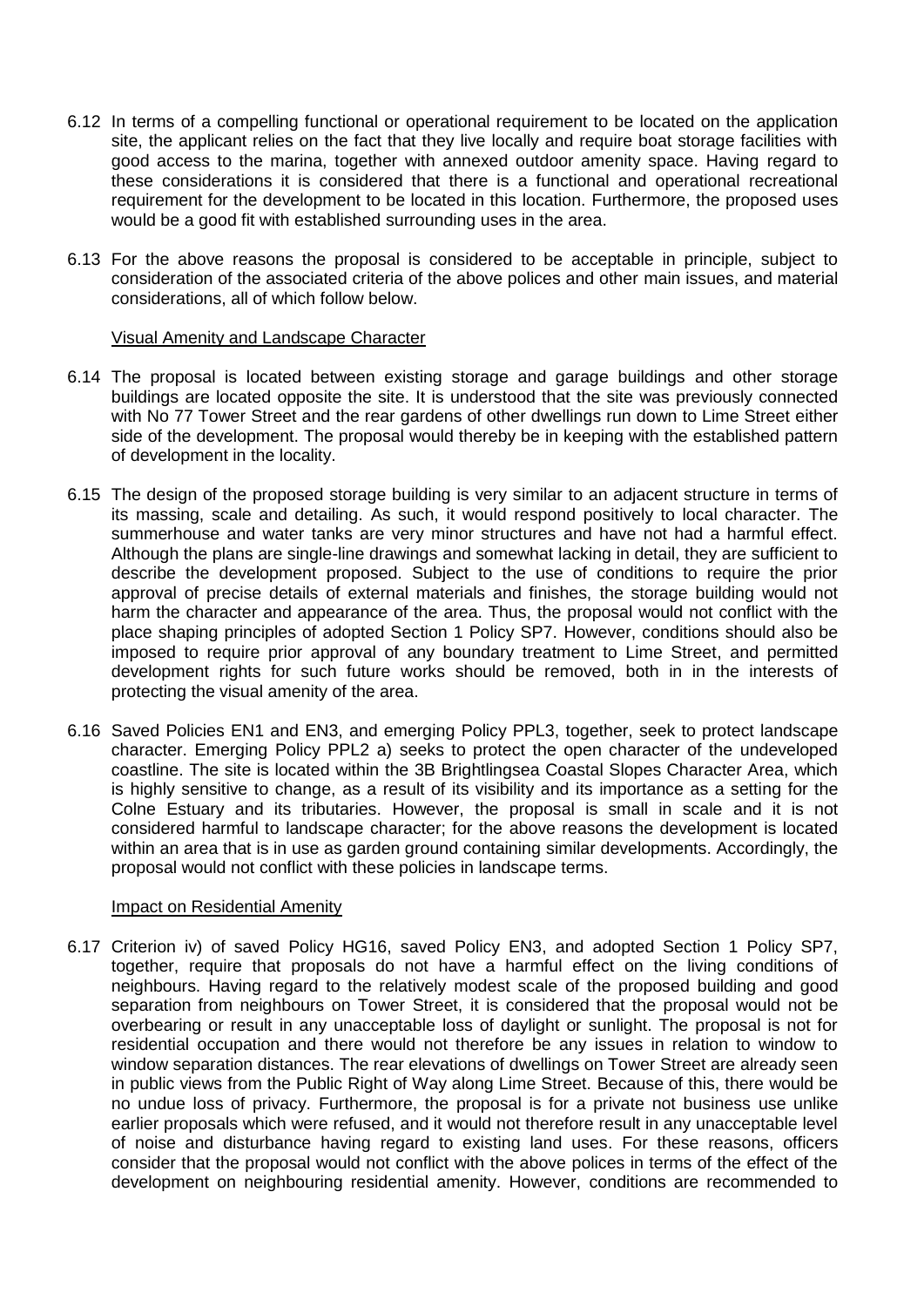6.12 In terms of a compelling functional or operational requirement to be located on the application site, the applicant relies on the fact that they live locally and require boat storage facilities with good access to the marina, together with annexed outdoor amenity space. Having regard to these considerations it is considered that there is a functional and operational recreational requirement for the development to be located in this location. Furthermore, the proposed uses would be a good fit with established surrounding uses in the area.

6.13 For the above reasons the proposal is considered to be acceptable in principle, subject to consideration of the associated criteria of the above polices and other main issues, and material considerations, all of which follow below.

Visual Amenity and Landscape Character

6.14 The proposal is located between existing storage and garage buildings and other storage buildings are located opposite the site. It is understood that the site was previously connected with No 77 Tower Street and the rear gardens of other dwellings run down to Lime Street either side of the development. The proposal would thereby be in keeping with the established pattern of development in the locality.

6.15 The design of the proposed storage building is very similar to an adjacent structure in terms of its massing, scale and detailing. As such, it would respond positively to local character. The summerhouse and water tanks are very minor structures and have not had a harmful effect. Although the plans are single-line drawings and somewhat lacking in detail, they are sufficient to describe the development proposed. Subject to the use of conditions to require the prior approval of precise details of external materials and finishes, the storage building would not harm the character and appearance of the area. Thus, the proposal would not conflict with the place shaping principles of adopted Section 1 Policy SP7. However, conditions should also be imposed to require prior approval of any boundary treatment to Lime Street, and permitted development rights for such future works should be removed, both in in the interests of protecting the visual amenity of the area.

6.16 Saved Policies EN1 and EN3, and emerging Policy PPL3, together, seek to protect landscape character. Emerging Policy PPL2 a) seeks to protect the open character of the undeveloped coastline. The site is located within the 3B Brightlingsea Coastal Slopes Character Area, which is highly sensitive to change, as a result of its visibility and its importance as a setting for the Colne Estuary and its tributaries. However, the proposal is small in scale and it is not considered harmful to landscape character; for the above reasons the development is located within an area that is in use as garden ground containing similar developments. Accordingly, the proposal would not conflict with these policies in landscape terms.

Impact on Residential Amenity

6.17 Criterion iv) of saved Policy HG16, saved Policy EN3, and adopted Section 1 Policy SP7, together, require that proposals do not have a harmful effect on the living conditions of neighbours. Having regard to the relatively modest scale of the proposed building and good separation from neighbours on Tower Street, it is considered that the proposal would not be overbearing or result in any unacceptable loss of daylight or sunlight. The proposal is not for residential occupation and there would not therefore be any issues in relation to window to window separation distances. The rear elevations of dwellings on Tower Street are already seen in public views from the Public Right of Way along Lime Street. Because of this, there would be no undue loss of privacy. Furthermore, the proposal is for a private not business use unlike earlier proposals which were refused, and it would not therefore result in any unacceptable level of noise and disturbance having regard to existing land uses. For these reasons, officers consider that the proposal would not conflict with the above polices in terms of the effect of the development on neighbouring residential amenity. However, conditions are recommended to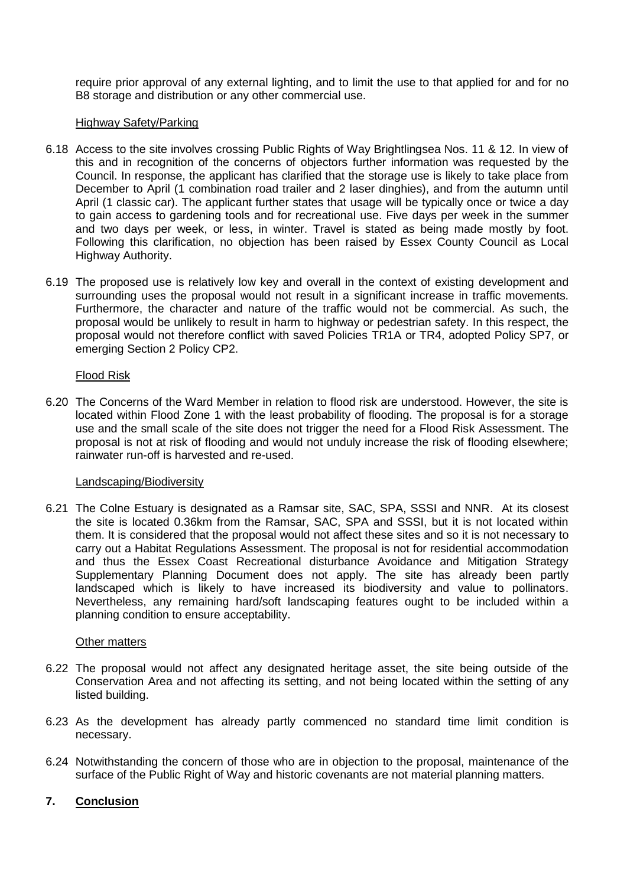require prior approval of any external lighting, and to limit the use to that applied for and for no B8 storage and distribution or any other commercial use.

Highway Safety/Parking

6.18 Access to the site involves crossing Public Rights of Way Brightlingsea Nos. 11 & 12. In view of this and in recognition of the concerns of objectors further information was requested by the Council. In response, the applicant has clarified that the storage use is likely to take place from December to April (1 combination road trailer and 2 laser dinghies), and from the autumn until April (1 classic car). The applicant further states that usage will be typically once or twice a day to gain access to gardening tools and for recreational use. Five days per week in the summer and two days per week, or less, in winter. Travel is stated as being made mostly by foot. Following this clarification, no objection has been raised by Essex County Council as Local Highway Authority.

6.19 The proposed use is relatively low key and overall in the context of existing development and surrounding uses the proposal would not result in a significant increase in traffic movements. Furthermore, the character and nature of the traffic would not be commercial. As such, the proposal would be unlikely to result in harm to highway or pedestrian safety. In this respect, the proposal would not therefore conflict with saved Policies TR1A or TR4, adopted Policy SP7, or emerging Section 2 Policy CP2.

Flood Risk

6.20 The Concerns of the Ward Member in relation to flood risk are understood. However, the site is located within Flood Zone 1 with the least probability of flooding. The proposal is for a storage use and the small scale of the site does not trigger the need for a Flood Risk Assessment. The proposal is not at risk of flooding and would not unduly increase the risk of flooding elsewhere; rainwater run-off is harvested and re-used.

Landscaping/Biodiversity

6.21 The Colne Estuary is designated as a Ramsar site, SAC, SPA, SSSI and NNR. At its closest the site is located 0.36km from the Ramsar, SAC, SPA and SSSI, but it is not located within them. It is considered that the proposal would not affect these sites and so it is not necessary to carry out a Habitat Regulations Assessment. The proposal is not for residential accommodation and thus the Essex Coast Recreational disturbance Avoidance and Mitigation Strategy Supplementary Planning Document does not apply. The site has already been partly landscaped which is likely to have increased its biodiversity and value to pollinators. Nevertheless, any remaining hard/soft landscaping features ought to be included within a planning condition to ensure acceptability.

Other matters

6.22 The proposal would not affect any designated heritage asset, the site being outside of the Conservation Area and not affecting its setting, and not being located within the setting of any listed building.

6.23 As the development has already partly commenced no standard time limit condition is necessary.

6.24 Notwithstanding the concern of those who are in objection to the proposal, maintenance of the surface of the Public Right of Way and historic covenants are not material planning matters.

## 7. Conclusion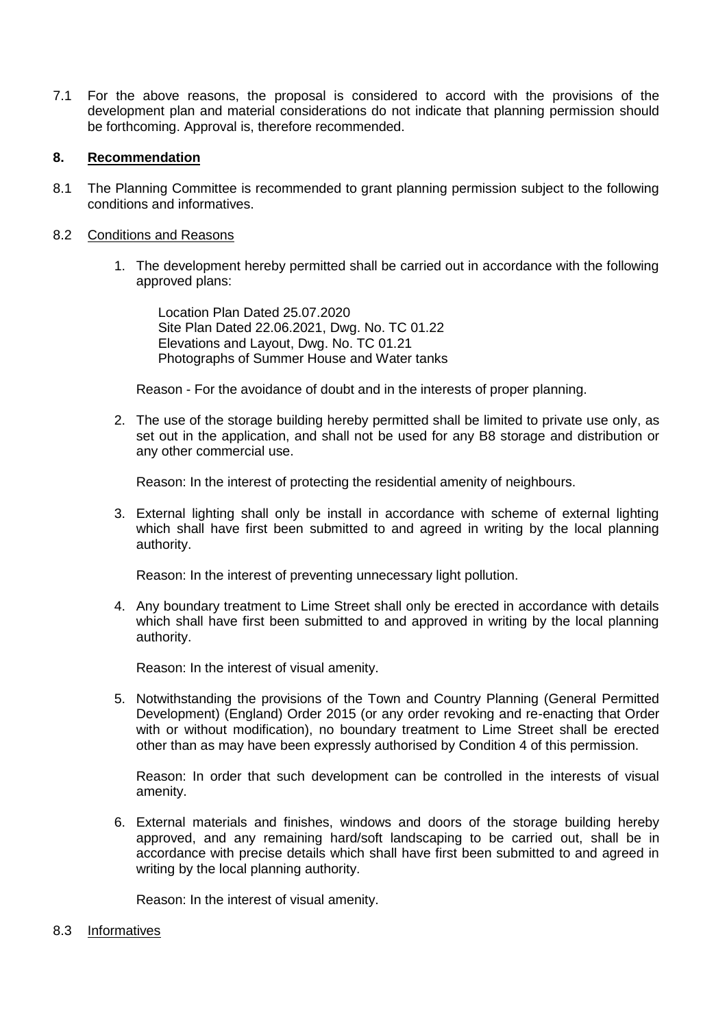7.1 For the above reasons, the proposal is considered to accord with the provisions of the development plan and material considerations do not indicate that planning permission should be forthcoming. Approval is, therefore recommended.

## 8. Recommendation

8.1 The Planning Committee is recommended to grant planning permission subject to the following conditions and informatives.

8.2 Conditions and Reasons

1. The development hereby permitted shall be carried out in accordance with the following approved plans:

   Location Plan Dated 25.07.2020
   Site Plan Dated 22.06.2021, Dwg. No. TC 01.22
   Elevations and Layout, Dwg. No. TC 01.21
   Photographs of Summer House and Water tanks

   Reason - For the avoidance of doubt and in the interests of proper planning.

2. The use of the storage building hereby permitted shall be limited to private use only, as set out in the application, and shall not be used for any B8 storage and distribution or any other commercial use.

   Reason: In the interest of protecting the residential amenity of neighbours.

3. External lighting shall only be install in accordance with scheme of external lighting which shall have first been submitted to and agreed in writing by the local planning authority.

   Reason: In the interest of preventing unnecessary light pollution.

4. Any boundary treatment to Lime Street shall only be erected in accordance with details which shall have first been submitted to and approved in writing by the local planning authority.

   Reason: In the interest of visual amenity.

5. Notwithstanding the provisions of the Town and Country Planning (General Permitted Development) (England) Order 2015 (or any order revoking and re-enacting that Order with or without modification), no boundary treatment to Lime Street shall be erected other than as may have been expressly authorised by Condition 4 of this permission.

   Reason: In order that such development can be controlled in the interests of visual amenity.

6. External materials and finishes, windows and doors of the storage building hereby approved, and any remaining hard/soft landscaping to be carried out, shall be in accordance with precise details which shall have first been submitted to and agreed in writing by the local planning authority.

   Reason: In the interest of visual amenity.

8.3 Informatives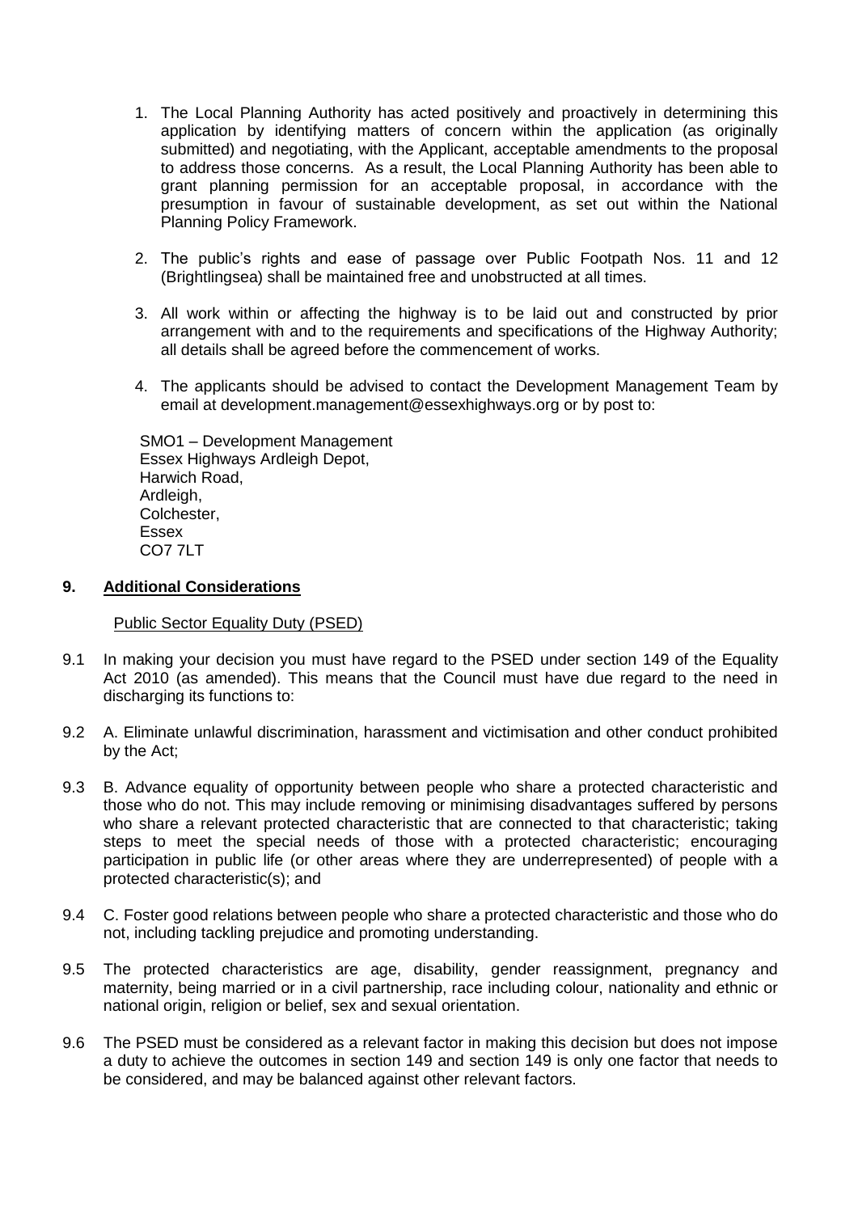1. The Local Planning Authority has acted positively and proactively in determining this application by identifying matters of concern within the application (as originally submitted) and negotiating, with the Applicant, acceptable amendments to the proposal to address those concerns. As a result, the Local Planning Authority has been able to grant planning permission for an acceptable proposal, in accordance with the presumption in favour of sustainable development, as set out within the National Planning Policy Framework.

2. The public's rights and ease of passage over Public Footpath Nos. 11 and 12 (Brightlingsea) shall be maintained free and unobstructed at all times.

3. All work within or affecting the highway is to be laid out and constructed by prior arrangement with and to the requirements and specifications of the Highway Authority; all details shall be agreed before the commencement of works.

4. The applicants should be advised to contact the Development Management Team by email at development.management@essexhighways.org or by post to:

SMO1 – Development Management
Essex Highways Ardleigh Depot,
Harwich Road,
Ardleigh,
Colchester,
Essex
CO7 7LT

## 9. Additional Considerations

Public Sector Equality Duty (PSED)

9.1 In making your decision you must have regard to the PSED under section 149 of the Equality Act 2010 (as amended). This means that the Council must have due regard to the need in discharging its functions to:

9.2 A. Eliminate unlawful discrimination, harassment and victimisation and other conduct prohibited by the Act;

9.3 B. Advance equality of opportunity between people who share a protected characteristic and those who do not. This may include removing or minimising disadvantages suffered by persons who share a relevant protected characteristic that are connected to that characteristic; taking steps to meet the special needs of those with a protected characteristic; encouraging participation in public life (or other areas where they are underrepresented) of people with a protected characteristic(s); and

9.4 C. Foster good relations between people who share a protected characteristic and those who do not, including tackling prejudice and promoting understanding.

9.5 The protected characteristics are age, disability, gender reassignment, pregnancy and maternity, being married or in a civil partnership, race including colour, nationality and ethnic or national origin, religion or belief, sex and sexual orientation.

9.6 The PSED must be considered as a relevant factor in making this decision but does not impose a duty to achieve the outcomes in section 149 and section 149 is only one factor that needs to be considered, and may be balanced against other relevant factors.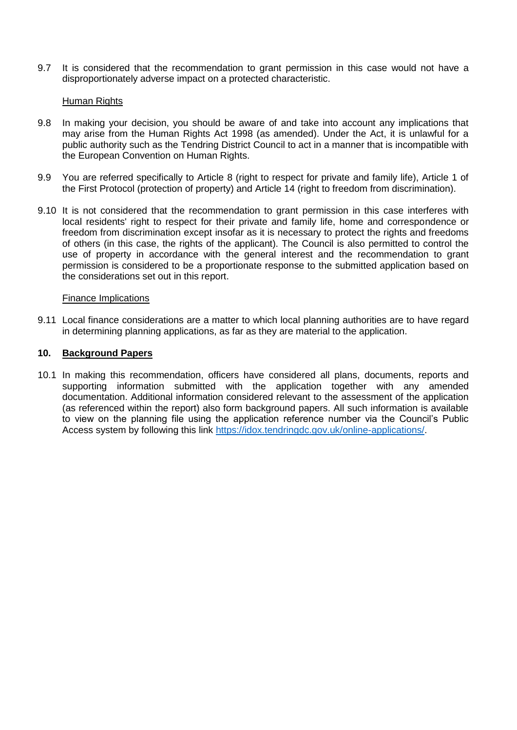9.7 It is considered that the recommendation to grant permission in this case would not have a disproportionately adverse impact on a protected characteristic.

Human Rights

9.8 In making your decision, you should be aware of and take into account any implications that may arise from the Human Rights Act 1998 (as amended). Under the Act, it is unlawful for a public authority such as the Tendring District Council to act in a manner that is incompatible with the European Convention on Human Rights.

9.9 You are referred specifically to Article 8 (right to respect for private and family life), Article 1 of the First Protocol (protection of property) and Article 14 (right to freedom from discrimination).

9.10 It is not considered that the recommendation to grant permission in this case interferes with local residents' right to respect for their private and family life, home and correspondence or freedom from discrimination except insofar as it is necessary to protect the rights and freedoms of others (in this case, the rights of the applicant). The Council is also permitted to control the use of property in accordance with the general interest and the recommendation to grant permission is considered to be a proportionate response to the submitted application based on the considerations set out in this report.

Finance Implications

9.11 Local finance considerations are a matter to which local planning authorities are to have regard in determining planning applications, as far as they are material to the application.

## 10. Background Papers

10.1 In making this recommendation, officers have considered all plans, documents, reports and supporting information submitted with the application together with any amended documentation. Additional information considered relevant to the assessment of the application (as referenced within the report) also form background papers. All such information is available to view on the planning file using the application reference number via the Council's Public Access system by following this link [https://idox.tendringdc.gov.uk/online-applications/](https://idox.tendringdc.gov.uk/online-applications/).